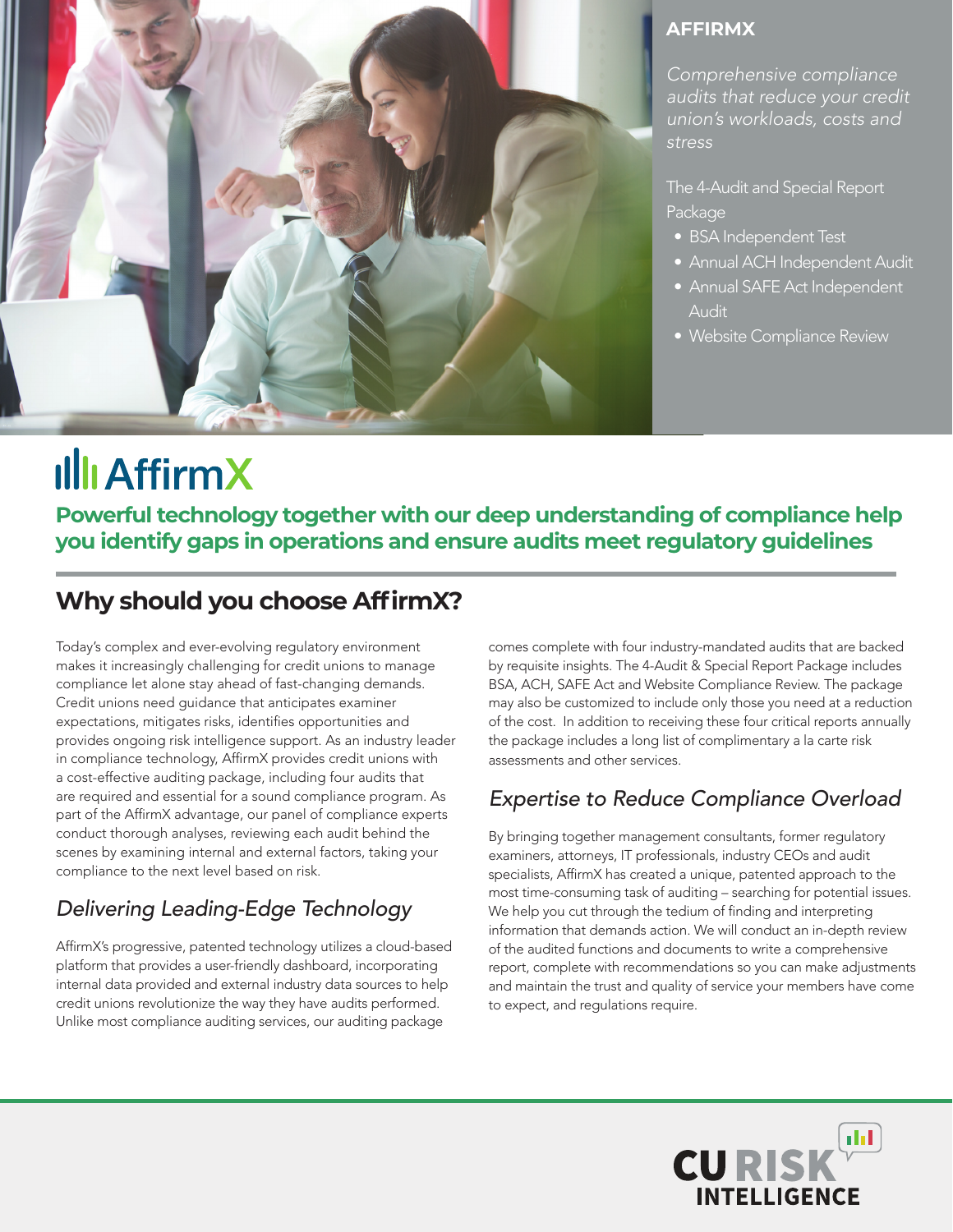**AFFIRMX**

*Comprehensive compliance audits that reduce your credit union's workloads, costs and stress*

The 4-Audit and Special Report Package

- BSA Independent Test
- Annual ACH Independent Audit
- Annual SAFE Act Independent Audit
- Website Compliance Review

# AffirmX

**Powerful technology together with our deep understanding of compliance help you identify gaps in operations and ensure audits meet regulatory guidelines**

## Why should you choose AffirmX?

Today's complex and ever-evolving regulatory environment makes it increasingly challenging for credit unions to manage compliance let alone stay ahead of fast-changing demands. Credit unions need guidance that anticipates examiner expectations, mitigates risks, identifies opportunities and provides ongoing risk intelligence support. As an industry leader in compliance technology, AffirmX provides credit unions with a cost-effective auditing package, including four audits that are required and essential for a sound compliance program. As part of the AffirmX advantage, our panel of compliance experts conduct thorough analyses, reviewing each audit behind the scenes by examining internal and external factors, taking your compliance to the next level based on risk.

### *Delivering Leading-Edge Technology*

AffirmX's progressive, patented technology utilizes a cloud-based platform that provides a user-friendly dashboard, incorporating internal data provided and external industry data sources to help credit unions revolutionize the way they have audits performed. Unlike most compliance auditing services, our auditing package comes complete with four industry-mandated audits that are backed by requisite insights. The 4-Audit & Special Report Package includes BSA, ACH, SAFE Act and Website Compliance Review. The package may also be customized to include only those you need at a reduction of the cost. In addition to receiving these four critical reports annually the package includes a long list of complimentary a la carte risk assessments and other services.

### *Expertise to Reduce Compliance Overload*

By bringing together management consultants, former regulatory examiners, attorneys, IT professionals, industry CEOs and audit specialists, AffirmX has created a unique, patented approach to the most time-consuming task of auditing – searching for potential issues. We help you cut through the tedium of finding and interpreting information that demands action. We will conduct an in-depth review of the audited functions and documents to write a comprehensive report, complete with recommendations so you can make adjustments and maintain the trust and quality of service your members have come to expect, and regulations require.

CU RISK INTELLIGENCE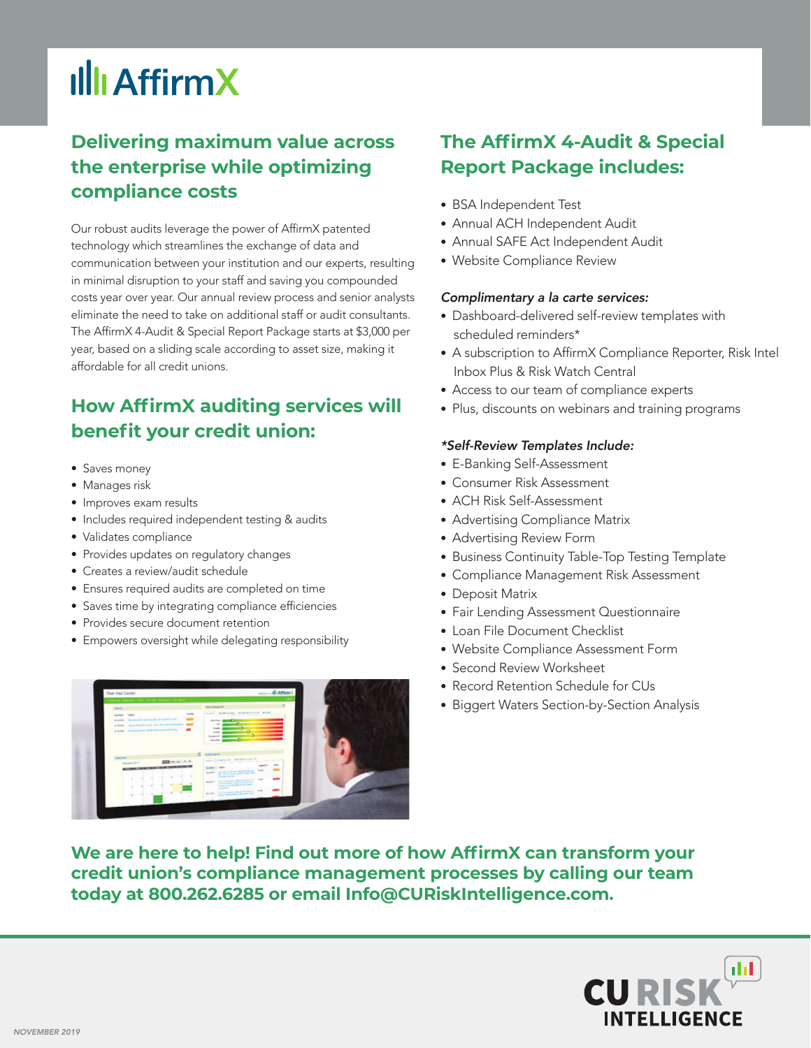# AffirmX

## Delivering maximum value across the enterprise while optimizing compliance costs

Our robust audits leverage the power of AffirmX patented technology which streamlines the exchange of data and communication between your institution and our experts, resulting in minimal disruption to your staff and saving you compounded costs year over year. Our annual review process and senior analysts eliminate the need to take on additional staff or audit consultants. The AffirmX 4-Audit & Special Report Package starts at $3,000 per year, based on a sliding scale according to asset size, making it affordable for all credit unions.

## How AffirmX auditing services will benefit your credit union:

- Saves money
- Manages risk
- Improves exam results
- Includes required independent testing & audits
- Validates compliance
- Provides updates on regulatory changes
- Creates a review/audit schedule
- Ensures required audits are completed on time
- Saves time by integrating compliance efficiencies
- Provides secure document retention
- Empowers oversight while delegating responsibility

## The AffirmX 4-Audit & Special Report Package includes:

- BSA Independent Test
- Annual ACH Independent Audit
- Annual SAFE Act Independent Audit
- Website Compliance Review

***Complimentary a la carte services:***

- Dashboard-delivered self-review templates with scheduled reminders*
- A subscription to AffirmX Compliance Reporter, Risk Intel Inbox Plus & Risk Watch Central
- Access to our team of compliance experts
- Plus, discounts on webinars and training programs

***Self-Review Templates Include:***

- E-Banking Self-Assessment
- Consumer Risk Assessment
- ACH Risk Self-Assessment
- Advertising Compliance Matrix
- Advertising Review Form
- Business Continuity Table-Top Testing Template
- Compliance Management Risk Assessment
- Deposit Matrix
- Fair Lending Assessment Questionnaire
- Loan File Document Checklist
- Website Compliance Assessment Form
- Second Review Worksheet
- Record Retention Schedule for CUs
- Biggert Waters Section-by-Section Analysis

**We are here to help! Find out more of how AffirmX can transform your credit union's compliance management processes by calling our team today at 800.262.6285 or email Info@CURiskIntelligence.com.**

CU RISK INTELLIGENCE

NOVEMBER 2019